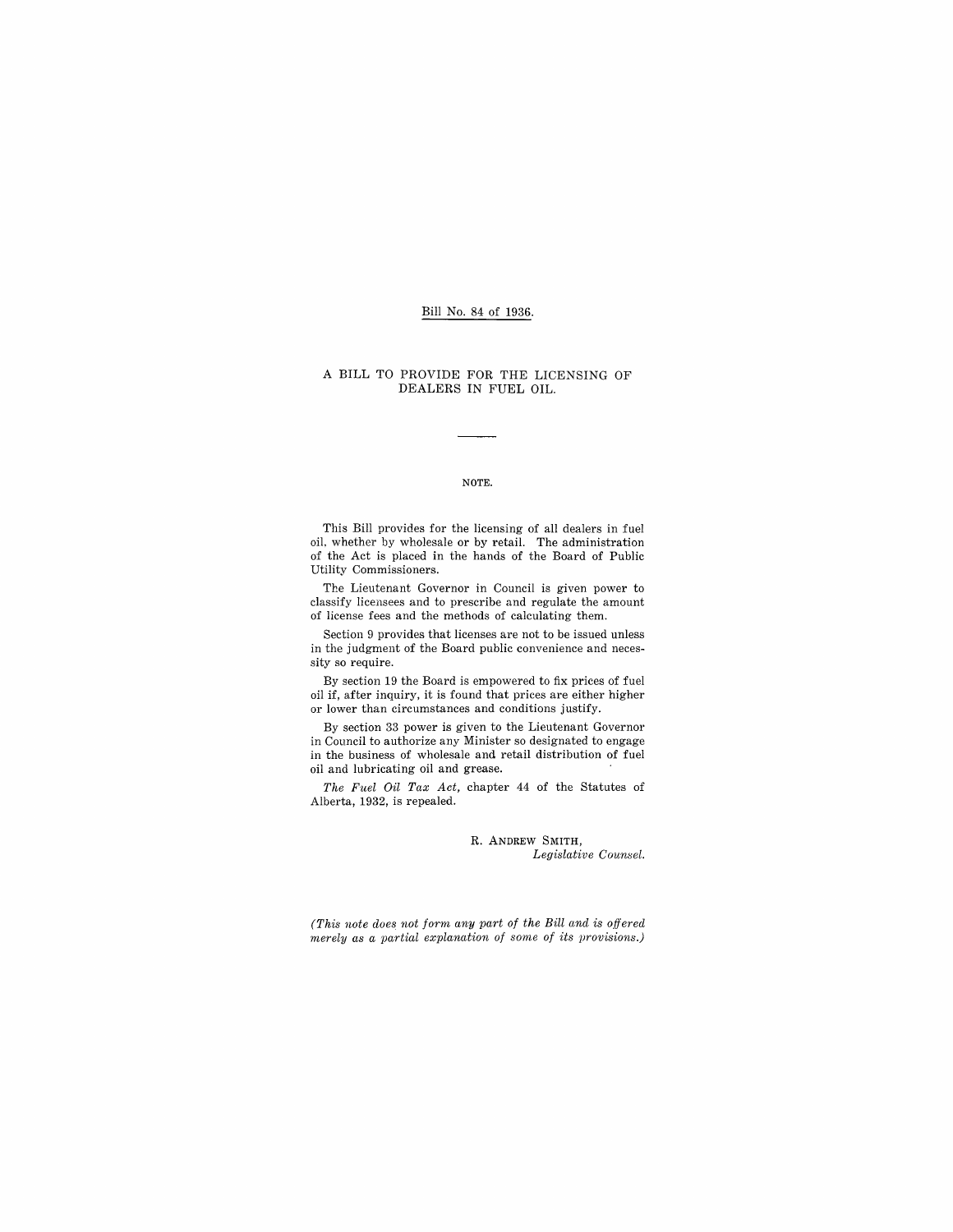Bill No. 84 of 1936.

# A BILL TO PROVIDE FOR THE LICENSING OF DEALERS IN FUEL OIL.

---

## NOTE.

This Bill provides for the licensing of all dealers in fuel oil, whether by wholesale or by retail. The administration of the Act is placed in the hands of the Board of Public Utility Commissioners.

The Lieutenant Governor in Council is given power to classify licensees and to prescribe and regulate the amount of license fees and the methods of calculating them.

Section 9 provides that licenses are not to be issued unless in the judgment of the Board public convenience and necessity so require.

By section 19 the Board is empowered to fix prices of fuel oil if, after inquiry, it is found that prices are either higher or lower than circumstances and conditions justify.

By section 33 power is given to the Lieutenant Governor in Council to authorize any Minister so designated to engage in the business of wholesale and retail distribution of fuel oil and lubricating oil and grease.

*The Fuel Oil Tax Act*, chapter 44 of the Statutes of Alberta, 1932, is repealed.

R. ANDREW SMITH,
*Legislative Counsel.*

*(This note does not form any part of the Bill and is offered merely as a partial explanation of some of its provisions.)*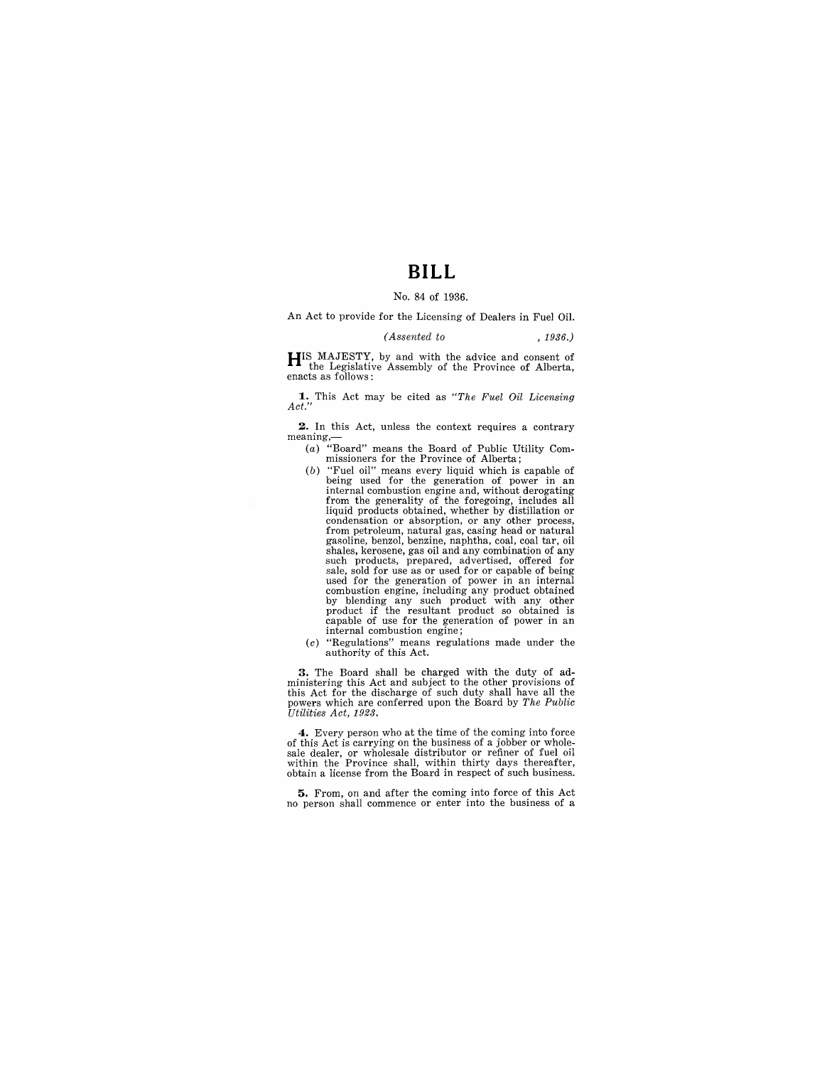# BILL

No. 84 of 1936.

An Act to provide for the Licensing of Dealers in Fuel Oil.

*(Assented to , 1936.)*

HIS MAJESTY, by and with the advice and consent of the Legislative Assembly of the Province of Alberta, enacts as follows:

**1.** This Act may be cited as *"The Fuel Oil Licensing Act."*

**2.** In this Act, unless the context requires a contrary meaning,—

(*a*) "Board" means the Board of Public Utility Commissioners for the Province of Alberta;

(*b*) "Fuel oil" means every liquid which is capable of being used for the generation of power in an internal combustion engine and, without derogating from the generality of the foregoing, includes all liquid products obtained, whether by distillation or condensation or absorption, or any other process, from petroleum, natural gas, casing head or natural gasoline, benzol, benzine, naphtha, coal, coal tar, oil shales, kerosene, gas oil and any combination of any such products, prepared, advertised, offered for sale, sold for use as or used for or capable of being used for the generation of power in an internal combustion engine, including any product obtained by blending any such product with any other product if the resultant product so obtained is capable of use for the generation of power in an internal combustion engine;

(*c*) "Regulations" means regulations made under the authority of this Act.

**3.** The Board shall be charged with the duty of administering this Act and subject to the other provisions of this Act for the discharge of such duty shall have all the powers which are conferred upon the Board by *The Public Utilities Act, 1923.*

**4.** Every person who at the time of the coming into force of this Act is carrying on the business of a jobber or wholesale dealer, or wholesale distributor or refiner of fuel oil within the Province shall, within thirty days thereafter, obtain a license from the Board in respect of such business.

**5.** From, on and after the coming into force of this Act no person shall commence or enter into the business of a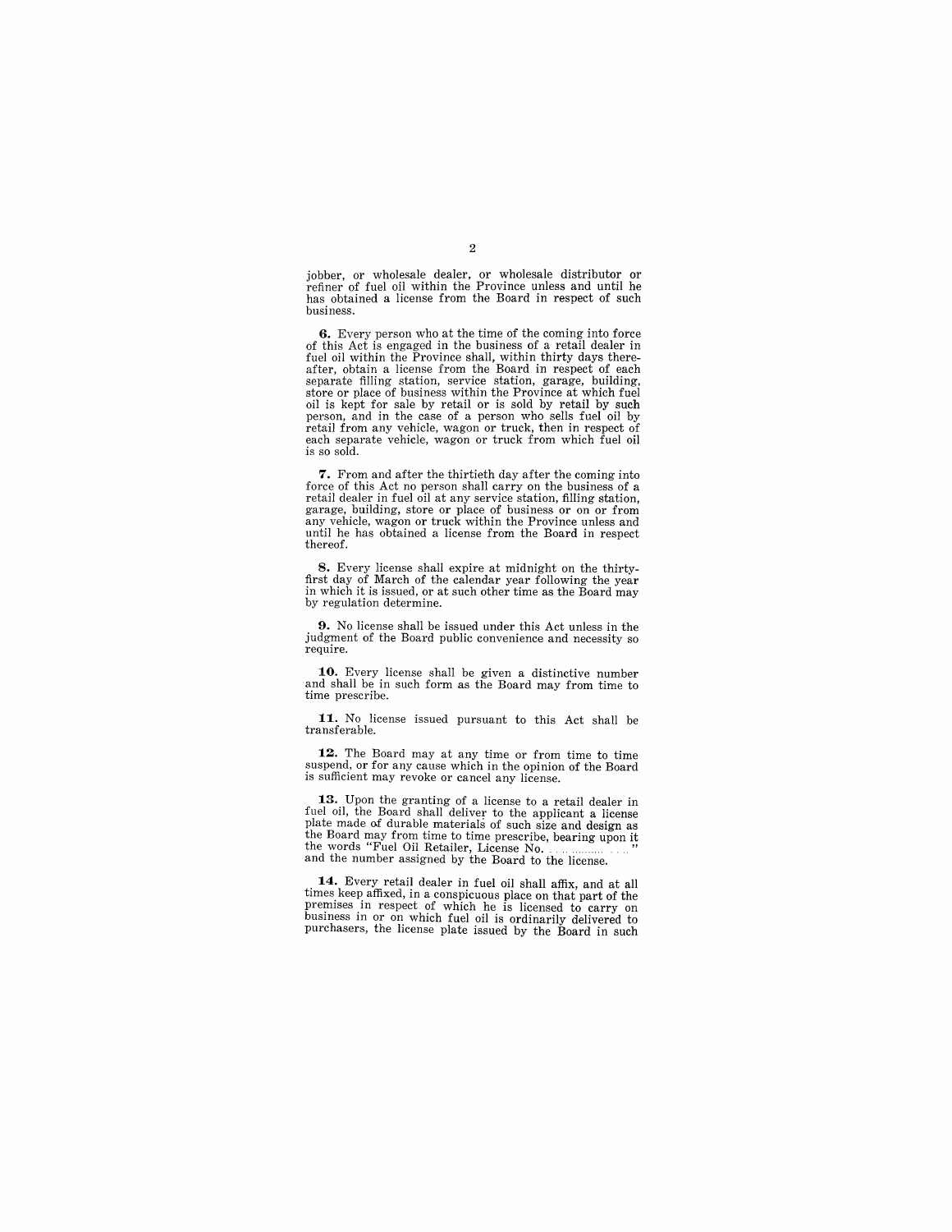jobber, or wholesale dealer, or wholesale distributor or refiner of fuel oil within the Province unless and until he has obtained a license from the Board in respect of such business.

**6.** Every person who at the time of the coming into force of this Act is engaged in the business of a retail dealer in fuel oil within the Province shall, within thirty days thereafter, obtain a license from the Board in respect of each separate filling station, service station, garage, building, store or place of business within the Province at which fuel oil is kept for sale by retail or is sold by retail by such person, and in the case of a person who sells fuel oil by retail from any vehicle, wagon or truck, then in respect of each separate vehicle, wagon or truck from which fuel oil is so sold.

**7.** From and after the thirtieth day after the coming into force of this Act no person shall carry on the business of a retail dealer in fuel oil at any service station, filling station, garage, building, store or place of business or on or from any vehicle, wagon or truck within the Province unless and until he has obtained a license from the Board in respect thereof.

**8.** Every license shall expire at midnight on the thirty-first day of March of the calendar year following the year in which it is issued, or at such other time as the Board may by regulation determine.

**9.** No license shall be issued under this Act unless in the judgment of the Board public convenience and necessity so require.

**10.** Every license shall be given a distinctive number and shall be in such form as the Board may from time to time prescribe.

**11.** No license issued pursuant to this Act shall be transferable.

**12.** The Board may at any time or from time to time suspend, or for any cause which in the opinion of the Board is sufficient may revoke or cancel any license.

**13.** Upon the granting of a license to a retail dealer in fuel oil, the Board shall deliver to the applicant a license plate made of durable materials of such size and design as the Board may from time to time prescribe, bearing upon it the words "Fuel Oil Retailer, License No. ..................." and the number assigned by the Board to the license.

**14.** Every retail dealer in fuel oil shall affix, and at all times keep affixed, in a conspicuous place on that part of the premises in respect of which he is licensed to carry on business in or on which fuel oil is ordinarily delivered to purchasers, the license plate issued by the Board in such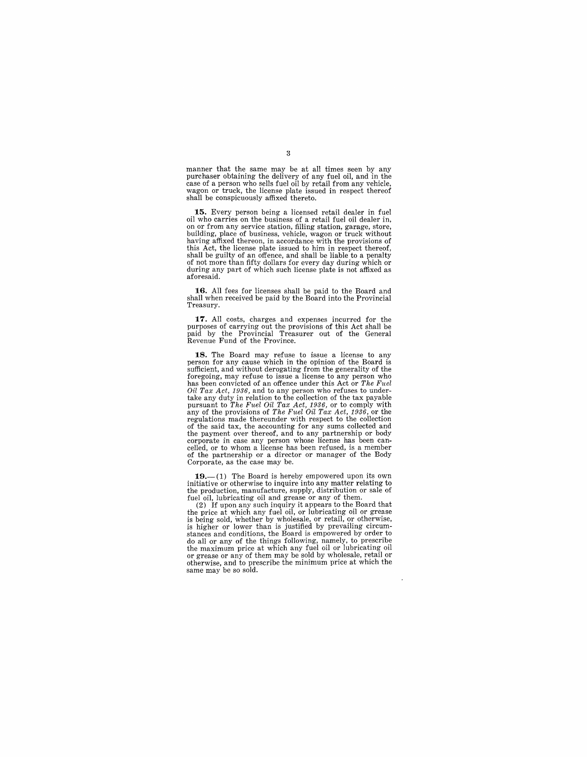manner that the same may be at all times seen by any purchaser obtaining the delivery of any fuel oil, and in the case of a person who sells fuel oil by retail from any vehicle, wagon or truck, the license plate issued in respect thereof shall be conspicuously affixed thereto.

**15.** Every person being a licensed retail dealer in fuel oil who carries on the business of a retail fuel oil dealer in, on or from any service station, filling station, garage, store, building, place of business, vehicle, wagon or truck without having affixed thereon, in accordance with the provisions of this Act, the license plate issued to him in respect thereof, shall be guilty of an offence, and shall be liable to a penalty of not more than fifty dollars for every day during which or during any part of which such license plate is not affixed as aforesaid.

**16.** All fees for licenses shall be paid to the Board and shall when received be paid by the Board into the Provincial Treasury.

**17.** All costs, charges and expenses incurred for the purposes of carrying out the provisions of this Act shall be paid by the Provincial Treasurer out of the General Revenue Fund of the Province.

**18.** The Board may refuse to issue a license to any person for any cause which in the opinion of the Board is sufficient, and without derogating from the generality of the foregoing, may refuse to issue a license to any person who has been convicted of an offence under this Act or *The Fuel Oil Tax Act, 1936,* and to any person who refuses to undertake any duty in relation to the collection of the tax payable pursuant to *The Fuel Oil Tax Act, 1936,* or to comply with any of the provisions of *The Fuel Oil Tax Act, 1936*, or the regulations made thereunder with respect to the collection of the said tax, the accounting for any sums collected and the payment over thereof, and to any partnership or body corporate in case any person whose license has been cancelled, or to whom a license has been refused, is a member of the partnership or a director or manager of the Body Corporate, as the case may be.

**19.**—(1) The Board is hereby empowered upon its own initiative or otherwise to inquire into any matter relating to the production, manufacture, supply, distribution or sale of fuel oil, lubricating oil and grease or any of them.

(2) If upon any such inquiry it appears to the Board that the price at which any fuel oil, or lubricating oil or grease is being sold, whether by wholesale, or retail, or otherwise, is higher or lower than is justified by prevailing circumstances and conditions, the Board is empowered by order to do all or any of the things following, namely, to prescribe the maximum price at which any fuel oil or lubricating oil or grease or any of them may be sold by wholesale, retail or otherwise, and to prescribe the minimum price at which the same may be so sold.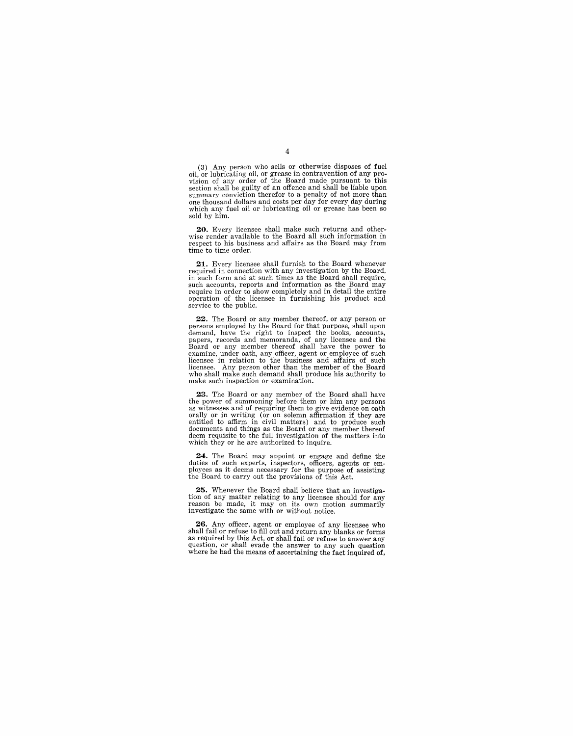(3) Any person who sells or otherwise disposes of fuel oil, or lubricating oil, or grease in contravention of any provision of any order of the Board made pursuant to this section shall be guilty of an offence and shall be liable upon summary conviction therefor to a penalty of not more than one thousand dollars and costs per day for every day during which any fuel oil or lubricating oil or grease has been so sold by him.

**20.** Every licensee shall make such returns and otherwise render available to the Board all such information in respect to his business and affairs as the Board may from time to time order.

**21.** Every licensee shall furnish to the Board whenever required in connection with any investigation by the Board, in such form and at such times as the Board shall require, such accounts, reports and information as the Board may require in order to show completely and in detail the entire operation of the licensee in furnishing his product and service to the public.

**22.** The Board or any member thereof, or any person or persons employed by the Board for that purpose, shall upon demand, have the right to inspect the books, accounts, papers, records and memoranda, of any licensee and the Board or any member thereof shall have the power to examine, under oath, any officer, agent or employee of such licensee in relation to the business and affairs of such licensee. Any person other than the member of the Board who shall make such demand shall produce his authority to make such inspection or examination.

**23.** The Board or any member of the Board shall have the power of summoning before them or him any persons as witnesses and of requiring them to give evidence on oath orally or in writing (or on solemn affirmation if they are entitled to affirm in civil matters) and to produce such documents and things as the Board or any member thereof deem requisite to the full investigation of the matters into which they or he are authorized to inquire.

**24.** The Board may appoint or engage and define the duties of such experts, inspectors, officers, agents or employees as it deems necessary for the purpose of assisting the Board to carry out the provisions of this Act.

**25.** Whenever the Board shall believe that an investigation of any matter relating to any licensee should for any reason be made, it may on its own motion summarily investigate the same with or without notice.

**26.** Any officer, agent or employee of any licensee who shall fail or refuse to fill out and return any blanks or forms as required by this Act, or shall fail or refuse to answer any question, or shall evade the answer to any such question where he had the means of ascertaining the fact inquired of,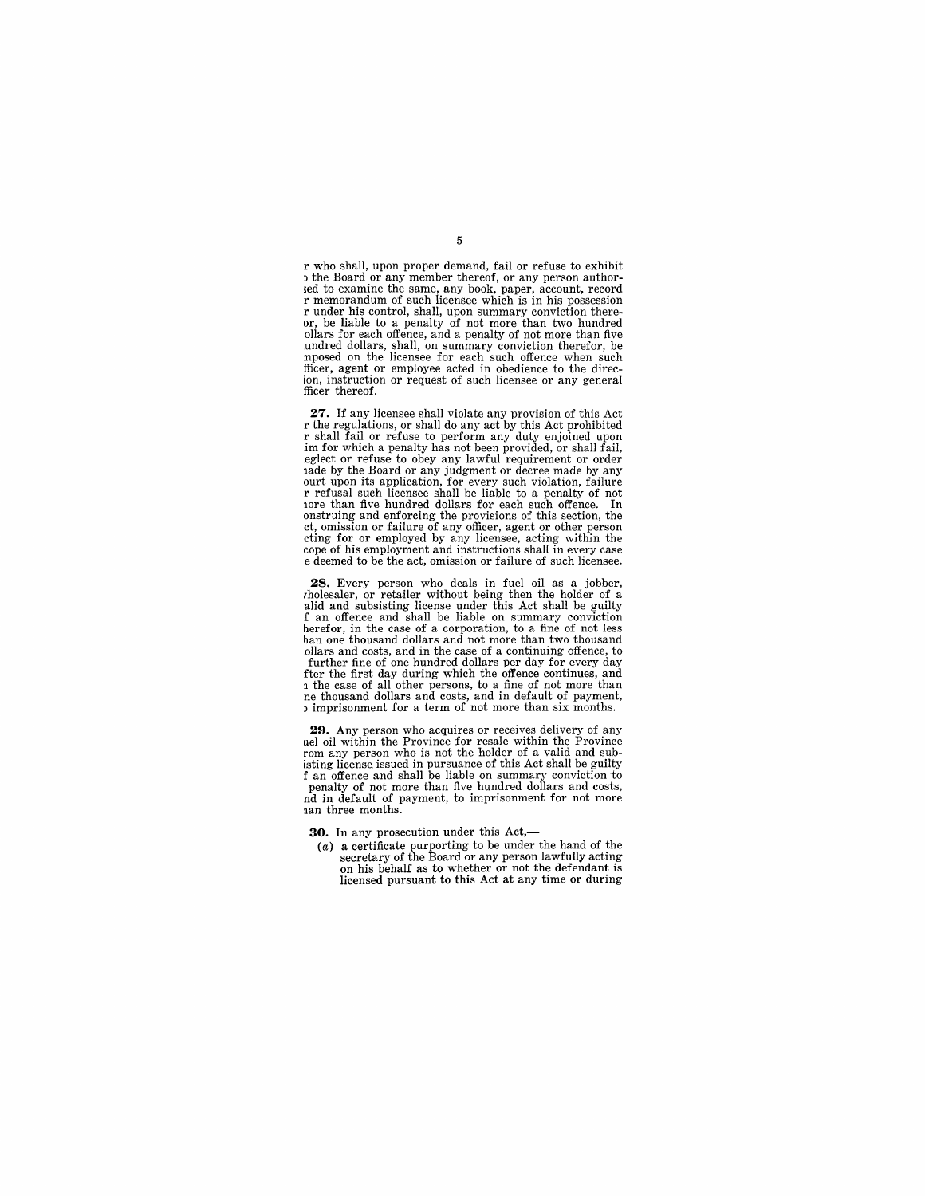r who shall, upon proper demand, fail or refuse to exhibit ɔ the Board or any member thereof, or any person authorzed to examine the same, any book, paper, account, record r memorandum of such licensee which is in his possession r under his control, shall, upon summary conviction thereor, be liable to a penalty of not more than two hundred ollars for each offence, and a penalty of not more than five undred dollars, shall, on summary conviction therefor, be nposed on the licensee for each such offence when such fficer, agent or employee acted in obedience to the direcion, instruction or request of such licensee or any general fficer thereof.

**27.** If any licensee shall violate any provision of this Act r the regulations, or shall do any act by this Act prohibited r shall fail or refuse to perform any duty enjoined upon im for which a penalty has not been provided, or shall fail, eglect or refuse to obey any lawful requirement or order nade by the Board or any judgment or decree made by any ourt upon its application, for every such violation, failure r refusal such licensee shall be liable to a penalty of not nore than five hundred dollars for each such offence. In onstruing and enforcing the provisions of this section, the ct, omission or failure of any officer, agent or other person cting for or employed by any licensee, acting within the cope of his employment and instructions shall in every case e deemed to be the act, omission or failure of such licensee.

**28.** Every person who deals in fuel oil as a jobber, vholesaler, or retailer without being then the holder of a alid and subsisting license under this Act shall be guilty f an offence and shall be liable on summary conviction herefor, in the case of a corporation, to a fine of not less han one thousand dollars and not more than two thousand ollars and costs, and in the case of a continuing offence, to further fine of one hundred dollars per day for every day fter the first day during which the offence continues, and n the case of all other persons, to a fine of not more than ne thousand dollars and costs, and in default of payment, ɔ imprisonment for a term of not more than six months.

**29.** Any person who acquires or receives delivery of any uel oil within the Province for resale within the Province rom any person who is not the holder of a valid and subisting license issued in pursuance of this Act shall be guilty f an offence and shall be liable on summary conviction to penalty of not more than five hundred dollars and costs, nd in default of payment, to imprisonment for not more nan three months.

**30.** In any prosecution under this Act,—

(*a*) a certificate purporting to be under the hand of the secretary of the Board or any person lawfully acting on his behalf as to whether or not the defendant is licensed pursuant to this Act at any time or during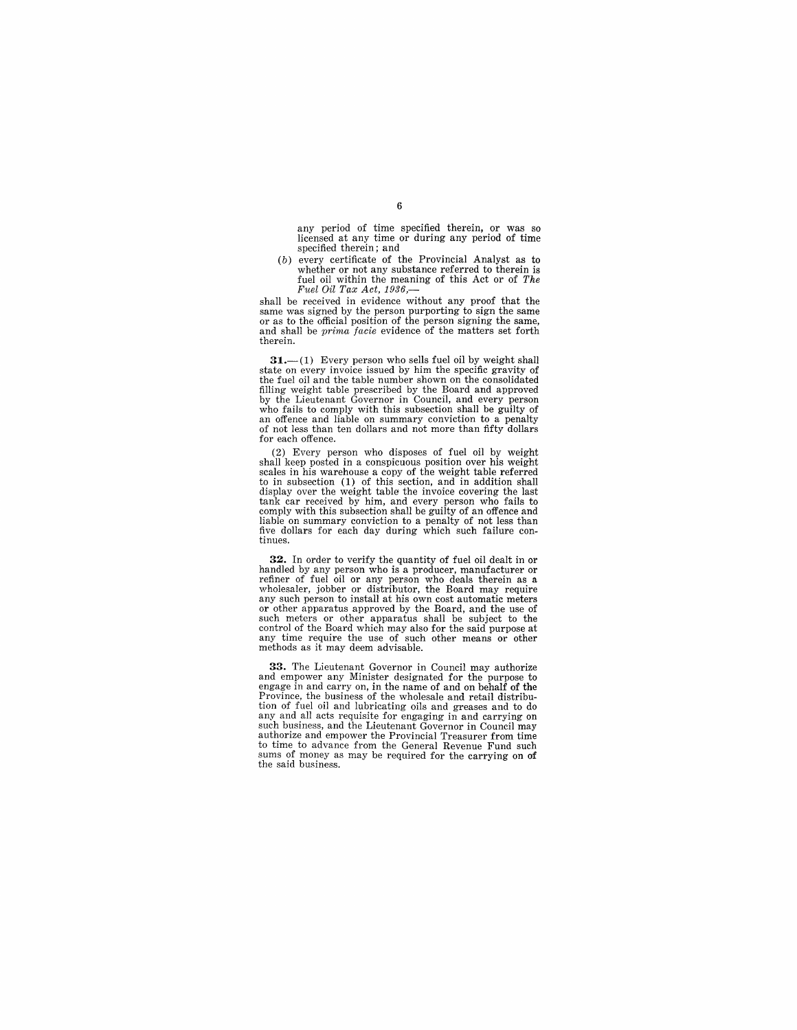any period of time specified therein, or was so licensed at any time or during any period of time specified therein; and

(*b*) every certificate of the Provincial Analyst as to whether or not any substance referred to therein is fuel oil within the meaning of this Act or of *The Fuel Oil Tax Act, 1936*,—

shall be received in evidence without any proof that the same was signed by the person purporting to sign the same or as to the official position of the person signing the same, and shall be *prima facie* evidence of the matters set forth therein.

**31.**—(1) Every person who sells fuel oil by weight shall state on every invoice issued by him the specific gravity of the fuel oil and the table number shown on the consolidated filling weight table prescribed by the Board and approved by the Lieutenant Governor in Council, and every person who fails to comply with this subsection shall be guilty of an offence and liable on summary conviction to a penalty of not less than ten dollars and not more than fifty dollars for each offence.

(2) Every person who disposes of fuel oil by weight shall keep posted in a conspicuous position over his weight scales in his warehouse a copy of the weight table referred to in subsection (1) of this section, and in addition shall display over the weight table the invoice covering the last tank car received by him, and every person who fails to comply with this subsection shall be guilty of an offence and liable on summary conviction to a penalty of not less than five dollars for each day during which such failure continues.

**32.** In order to verify the quantity of fuel oil dealt in or handled by any person who is a producer, manufacturer or refiner of fuel oil or any person who deals therein as a wholesaler, jobber or distributor, the Board may require any such person to install at his own cost automatic meters or other apparatus approved by the Board, and the use of such meters or other apparatus shall be subject to the control of the Board which may also for the said purpose at any time require the use of such other means or other methods as it may deem advisable.

**33.** The Lieutenant Governor in Council may authorize and empower any Minister designated for the purpose to engage in and carry on, in the name of and on behalf of the Province, the business of the wholesale and retail distribution of fuel oil and lubricating oils and greases and to do any and all acts requisite for engaging in and carrying on such business, and the Lieutenant Governor in Council may authorize and empower the Provincial Treasurer from time to time to advance from the General Revenue Fund such sums of money as may be required for the carrying on of the said business.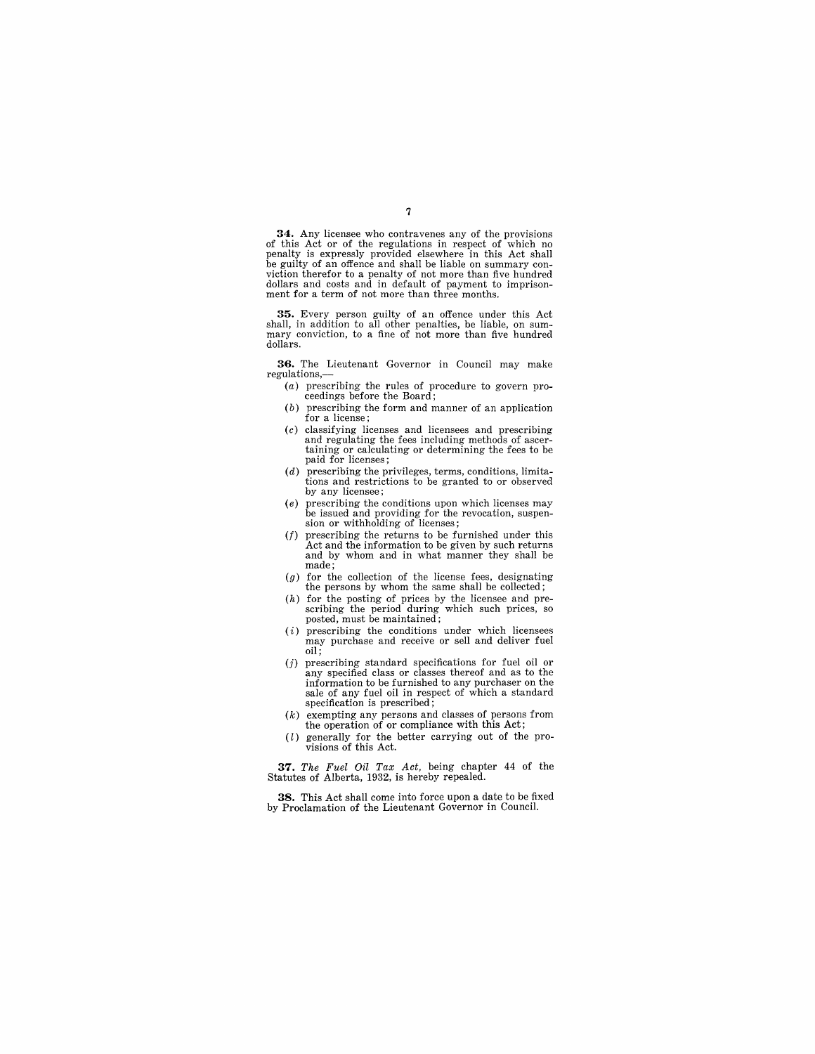**34.** Any licensee who contravenes any of the provisions of this Act or of the regulations in respect of which no penalty is expressly provided elsewhere in this Act shall be guilty of an offence and shall be liable on summary conviction therefor to a penalty of not more than five hundred dollars and costs and in default of payment to imprisonment for a term of not more than three months.

**35.** Every person guilty of an offence under this Act shall, in addition to all other penalties, be liable, on summary conviction, to a fine of not more than five hundred dollars.

**36.** The Lieutenant Governor in Council may make regulations,—

- (*a*) prescribing the rules of procedure to govern proceedings before the Board;
- (*b*) prescribing the form and manner of an application for a license;
- (*c*) classifying licenses and licensees and prescribing and regulating the fees including methods of ascertaining or calculating or determining the fees to be paid for licenses;
- (*d*) prescribing the privileges, terms, conditions, limitations and restrictions to be granted to or observed by any licensee;
- (*e*) prescribing the conditions upon which licenses may be issued and providing for the revocation, suspension or withholding of licenses;
- (*f*) prescribing the returns to be furnished under this Act and the information to be given by such returns and by whom and in what manner they shall be made;
- (*g*) for the collection of the license fees, designating the persons by whom the same shall be collected;
- (*h*) for the posting of prices by the licensee and prescribing the period during which such prices, so posted, must be maintained;
- (*i*) prescribing the conditions under which licensees may purchase and receive or sell and deliver fuel oil;
- (*j*) prescribing standard specifications for fuel oil or any specified class or classes thereof and as to the information to be furnished to any purchaser on the sale of any fuel oil in respect of which a standard specification is prescribed;
- (*k*) exempting any persons and classes of persons from the operation of or compliance with this Act;
- (*l*) generally for the better carrying out of the provisions of this Act.

**37.** *The Fuel Oil Tax Act*, being chapter 44 of the Statutes of Alberta, 1932, is hereby repealed.

**38.** This Act shall come into force upon a date to be fixed by Proclamation of the Lieutenant Governor in Council.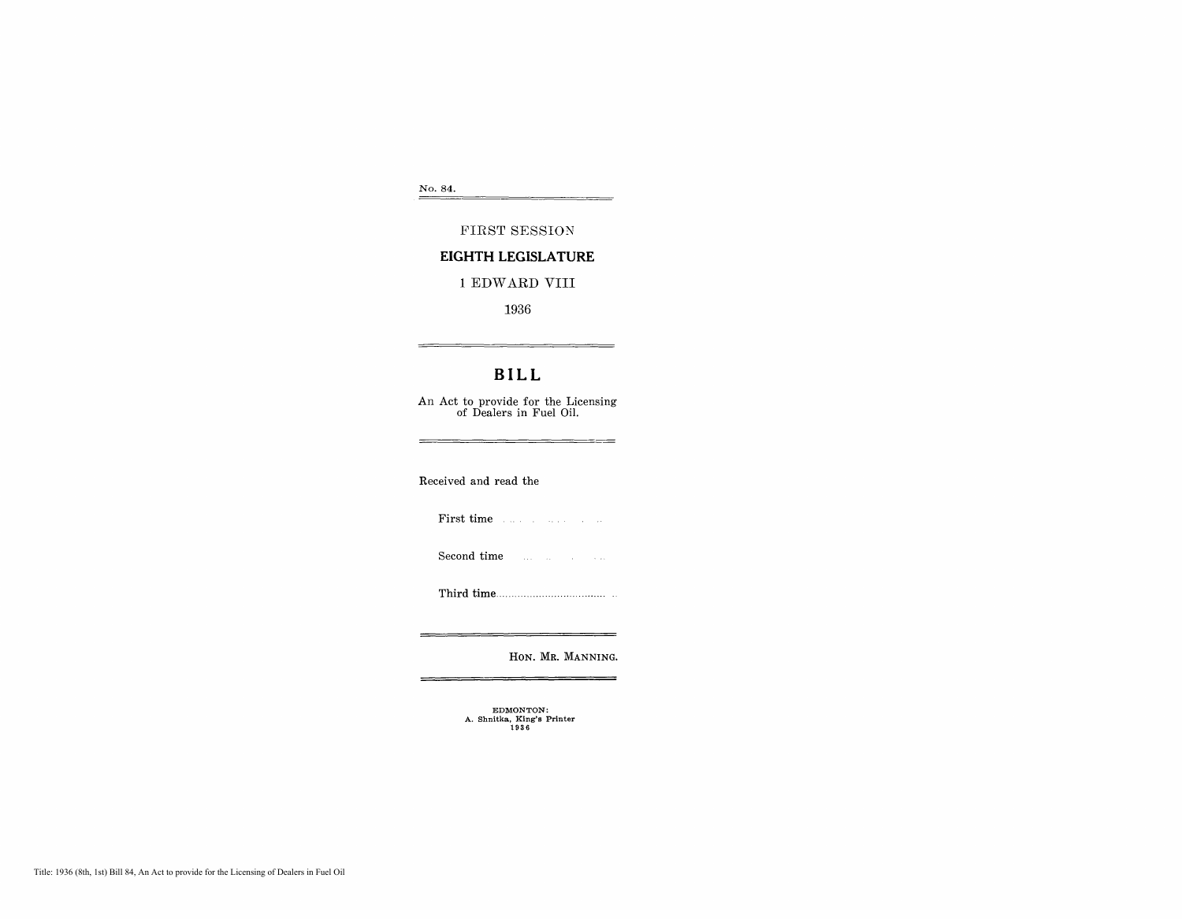No. 84.

FIRST SESSION

## EIGHTH LEGISLATURE

1 EDWARD VIII

1936

# BILL

An Act to provide for the Licensing of Dealers in Fuel Oil.

Received and read the

First time ..........

Second time ..........

Third time ..........

HON. MR. MANNING.

EDMONTON:
A. Shnitka, King's Printer
1936

Title: 1936 (8th, 1st) Bill 84, An Act to provide for the Licensing of Dealers in Fuel Oil